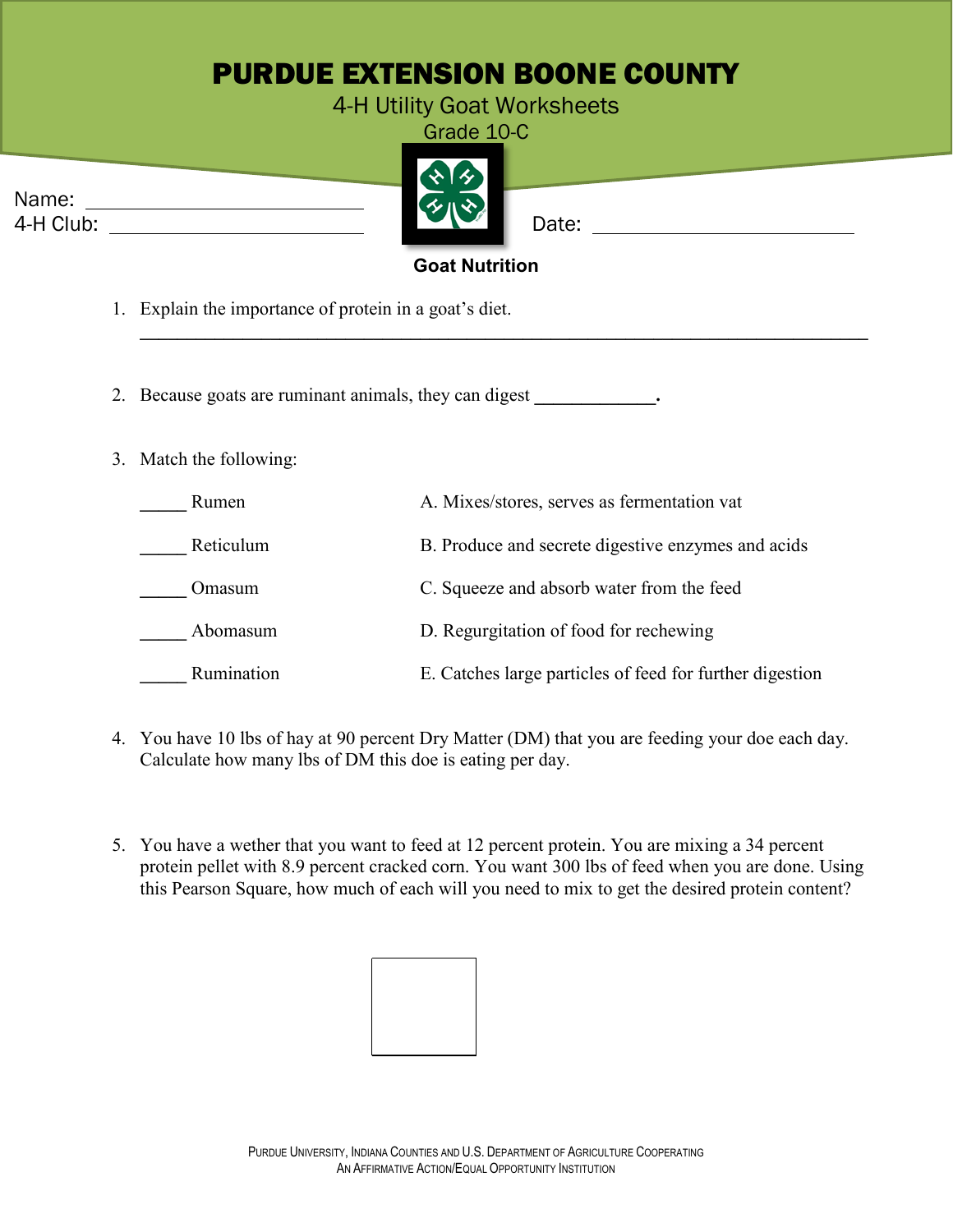# PURDUE EXTENSION BOONE COUNTY

4-H Utility Goat Worksheets

Grade 10-C

Name: ____________________________

4-H Club: ____________________________

Date: ____________________________

**Goat Nutrition**

1. Explain the importance of protein in a goat's diet.
   ________________________________________________________________________________

2. Because goats are ruminant animals, they can digest ____________.

3. Match the following:

| | |
|---|---|
| _____ Rumen | A. Mixes/stores, serves as fermentation vat |
| _____ Reticulum | B. Produce and secrete digestive enzymes and acids |
| _____ Omasum | C. Squeeze and absorb water from the feed |
| _____ Abomasum | D. Regurgitation of food for rechewing |
| _____ Rumination | E. Catches large particles of feed for further digestion |

4. You have 10 lbs of hay at 90 percent Dry Matter (DM) that you are feeding your doe each day. Calculate how many lbs of DM this doe is eating per day.

5. You have a wether that you want to feed at 12 percent protein. You are mixing a 34 percent protein pellet with 8.9 percent cracked corn. You want 300 lbs of feed when you are done. Using this Pearson Square, how much of each will you need to mix to get the desired protein content?

Purdue University, Indiana Counties and U.S. Department of Agriculture Cooperating
An Affirmative Action/Equal Opportunity Institution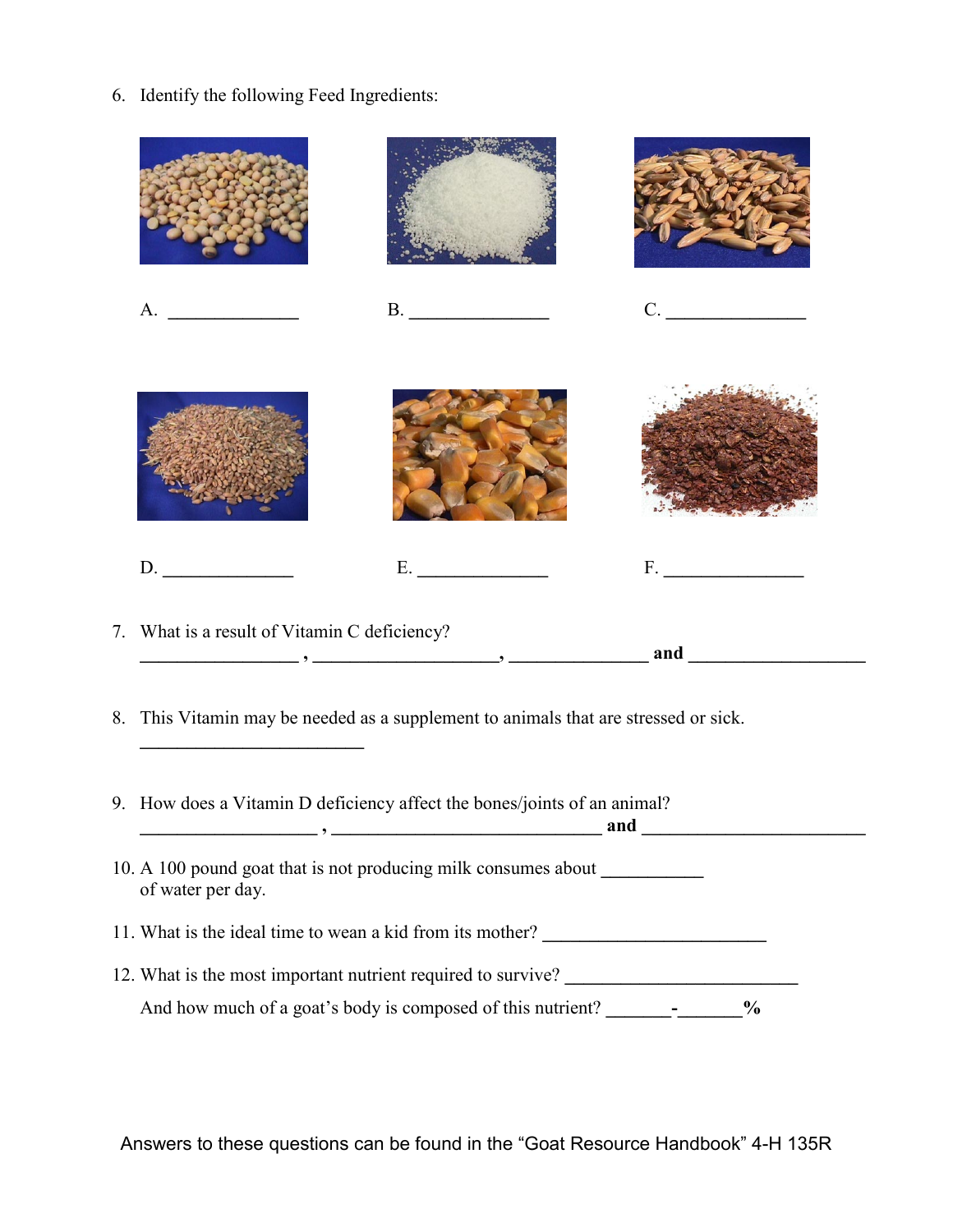6. Identify the following Feed Ingredients:

A. ______________ B. _______________ C. _______________

D. ______________ E. ______________ F. _______________

7. What is a result of Vitamin C deficiency?
_________________ , ____________________, _______________ **and** ___________________

8. This Vitamin may be needed as a supplement to animals that are stressed or sick.
________________________

9. How does a Vitamin D deficiency affect the bones/joints of an animal?
___________________ , _____________________________ **and** ________________________

10. A 100 pound goat that is not producing milk consumes about ___________ of water per day.

11. What is the ideal time to wean a kid from its mother? ________________________

12. What is the most important nutrient required to survive? _________________________

And how much of a goat's body is composed of this nutrient? _______**-**_______**%**

Answers to these questions can be found in the "Goat Resource Handbook" 4-H 135R